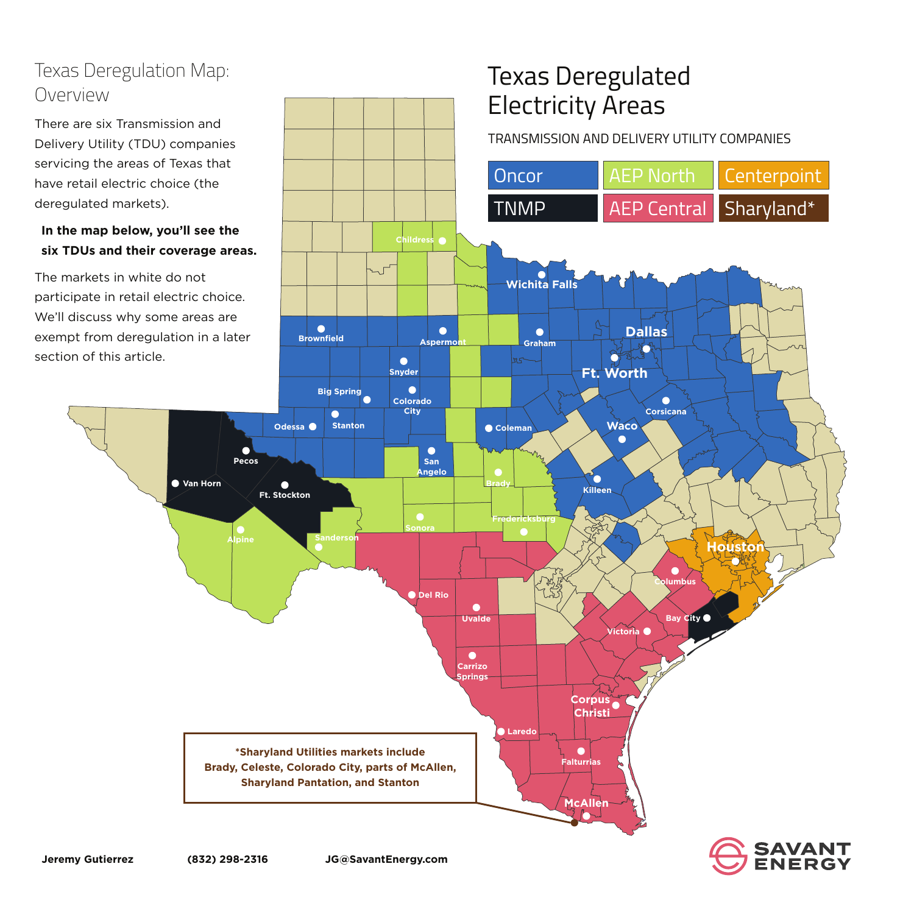# Texas Deregulation Map: Overview

There are six Transmission and Delivery Utility (TDU) companies servicing the areas of Texas that have retail electric choice (the deregulated markets).

**In the map below, you'll see the six TDUs and their coverage areas.**

The markets in white do not participate in retail electric choice. We'll discuss why some areas are exempt from deregulation in a later section of this article.

## Texas Deregulated Electricity Areas

TRANSMISSION AND DELIVERY UTILITY COMPANIES

| Oncor | AEP North | Centerpoint |
| --- | --- | --- |
| TNMP | AEP Central | Sharyland* |

Childress, Wichita Falls, Brownfield, Aspermont, Graham, Dallas, Snyder, Ft. Worth, Big Spring, Colorado City, Corsicana, Odessa, Stanton, Coleman, Waco, Pecos, San Angelo, Van Horn, Ft. Stockton, Brady, Killeen, Alpine, Sonora, Fredericksburg, Sanderson, Houston, Columbus, Del Rio, Uvalde, Bay City, Victoria, Carrizo Springs, Corpus Christi, Laredo, Falturrias, McAllen

**\*Sharyland Utilities markets include Brady, Celeste, Colorado City, parts of McAllen, Sharyland Pantation, and Stanton**

**Jeremy Gutierrez** **(832) 298-2316** **JG@SavantEnergy.com**

SAVANT ENERGY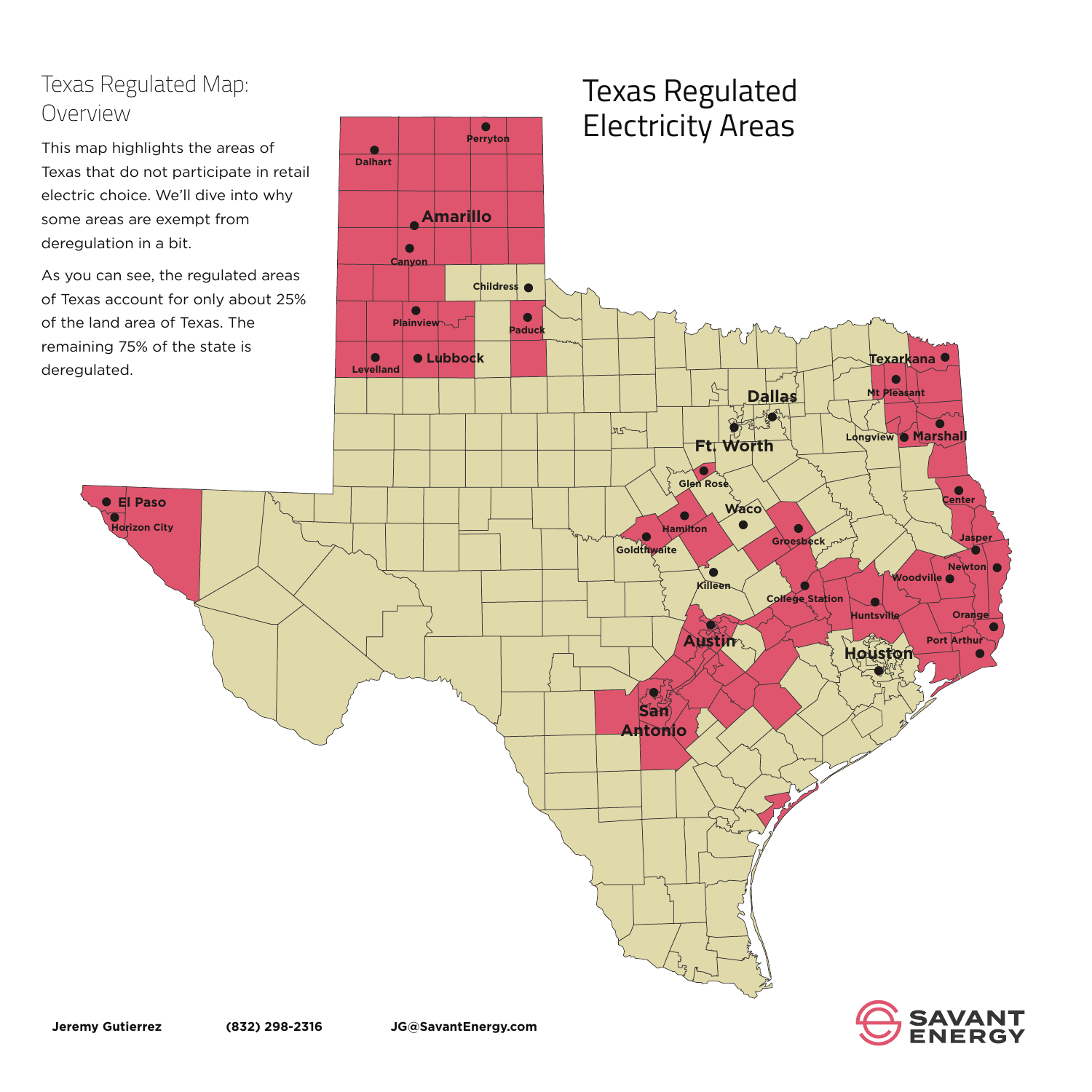## Texas Regulated Map: Overview

This map highlights the areas of Texas that do not participate in retail electric choice. We'll dive into why some areas are exempt from deregulation in a bit.

As you can see, the regulated areas of Texas account for only about 25% of the land area of Texas. The remaining 75% of the state is deregulated.

# Texas Regulated Electricity Areas

Perryton
Dalhart
Amarillo
Canyon
Childress
Plainview
Paduck
Levelland
Lubbock
Texarkana
Mt Pleasant
Dallas
Longview
Marshall
Ft. Worth
Glen Rose
El Paso
Horizon City
Center
Waco
Hamilton
Groesbeck
Goldthwaite
Jasper
Newton
Killeen
Woodville
College Station
Huntsville
Orange
Austin
Port Arthur
Houston
San Antonio

**Jeremy Gutierrez** **(832) 298-2316** **JG@SavantEnergy.com**

SAVANT ENERGY